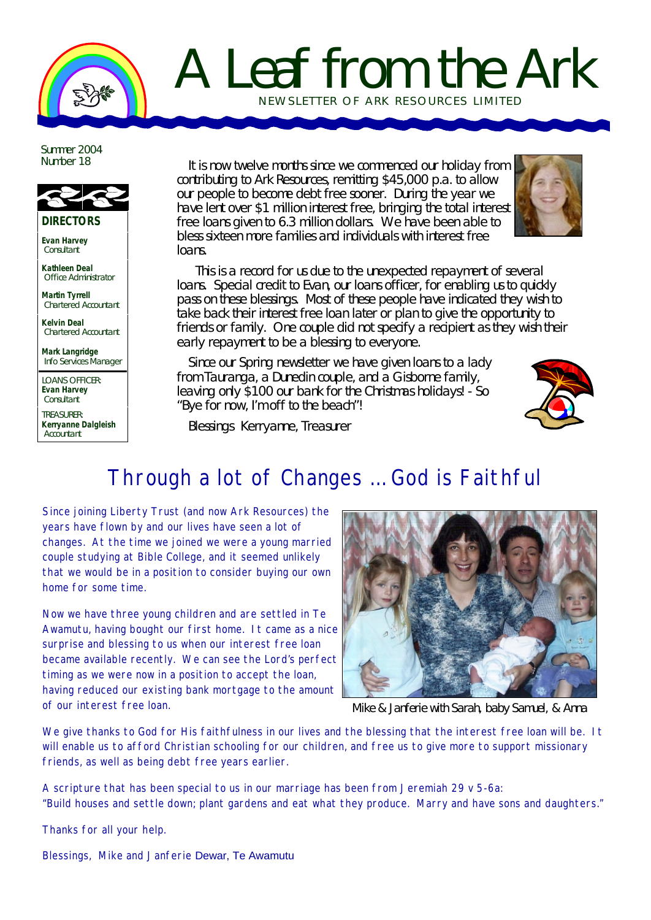# A Leaf from the Ark

NEWSLETTER OF ARK RESOURCES LIMITED

Summer 2004
Number 18

**DIRECTORS**

**Evan Harvey**
Consultant

**Kathleen Deal**
Office Administrator

**Martin Tyrrell**
Chartered Accountant

**Kelvin Deal**
Chartered Accountant

**Mark Langridge**
Info Services Manager

LOANS OFFICER:
**Evan Harvey**
Consultant

TREASURER:
**Kerryanne Dalgleish**
Accountant

It is now twelve months since we commenced our holiday from contributing to Ark Resources, remitting $45,000 p.a. to allow our people to become debt free sooner. During the year we have lent over $1 million interest free, bringing the total interest free loans given to 6.3 million dollars. We have been able to bless sixteen more families and individuals with interest free loans.

This is a record for us due to the unexpected repayment of several loans. Special credit to Evan, our loans officer, for enabling us to quickly pass on these blessings. Most of these people have indicated they wish to take back their interest free loan later or plan to give the opportunity to friends or family. One couple did not specify a recipient as they wish their early repayment to be a blessing to everyone.

Since our Spring newsletter we have given loans to a lady from Tauranga, a Dunedin couple, and a Gisborne family, leaving only $100 our bank for the Christmas holidays! - So "Bye for now, I'm off to the beach"!

Blessings Kerryanne, Treasurer

## Through a lot of Changes ... God is Faithful

Since joining Liberty Trust (and now Ark Resources) the years have flown by and our lives have seen a lot of changes. At the time we joined we were a young married couple studying at Bible College, and it seemed unlikely that we would be in a position to consider buying our own home for some time.

Now we have three young children and are settled in Te Awamutu, having bought our first home. It came as a nice surprise and blessing to us when our interest free loan became available recently. We can see the Lord's perfect timing as we were now in a position to accept the loan, having reduced our existing bank mortgage to the amount of our interest free loan.

Mike & Janferie with Sarah, baby Samuel, & Anna

We give thanks to God for His faithfulness in our lives and the blessing that the interest free loan will be. It will enable us to afford Christian schooling for our children, and free us to give more to support missionary friends, as well as being debt free years earlier.

A scripture that has been special to us in our marriage has been from Jeremiah 29 v 5-6a:
"Build houses and settle down; plant gardens and eat what they produce. Marry and have sons and daughters."

Thanks for all your help.

Blessings, Mike and Janferie Dewar, Te Awamutu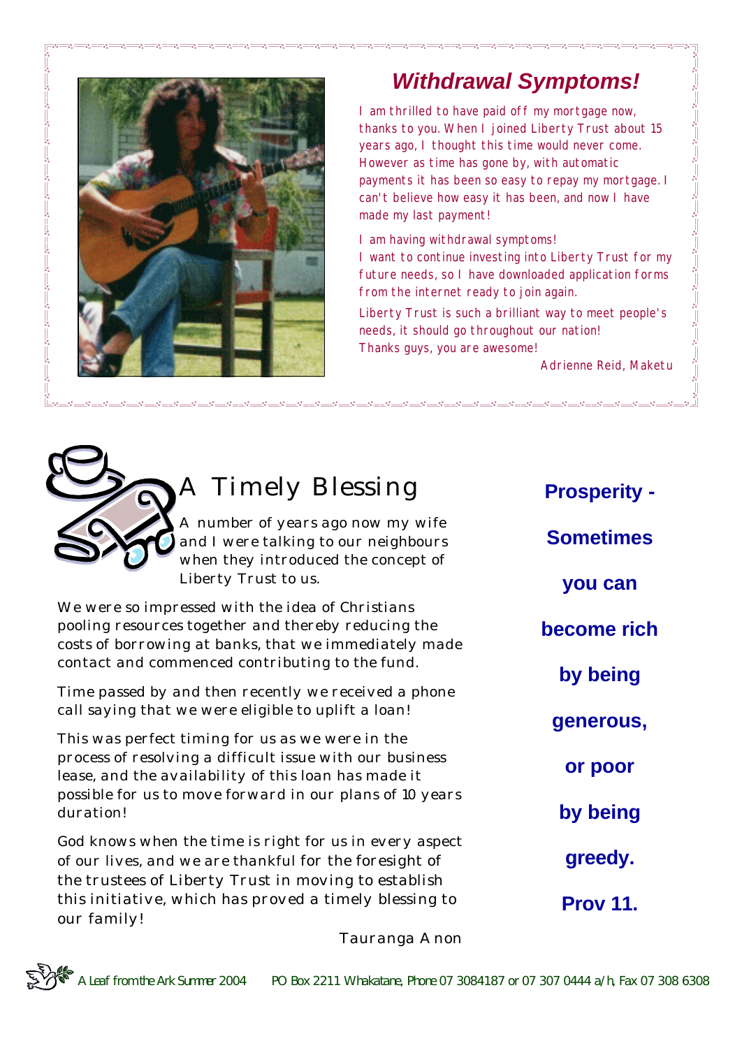## Withdrawal Symptoms!

I am thrilled to have paid off my mortgage now, thanks to you. When I joined Liberty Trust about 15 years ago, I thought this time would never come. However as time has gone by, with automatic payments it has been so easy to repay my mortgage. I can't believe how easy it has been, and now I have made my last payment!

I am having withdrawal symptoms!
I want to continue investing into Liberty Trust for my future needs, so I have downloaded application forms from the internet ready to join again.

Liberty Trust is such a brilliant way to meet people's needs, it should go throughout our nation!
Thanks guys, you are awesome!

Adrienne Reid, Maketu

## A Timely Blessing

A number of years ago now my wife and I were talking to our neighbours when they introduced the concept of Liberty Trust to us.

We were so impressed with the idea of Christians pooling resources together and thereby reducing the costs of borrowing at banks, that we immediately made contact and commenced contributing to the fund.

Time passed by and then recently we received a phone call saying that we were eligible to uplift a loan!

This was perfect timing for us as we were in the process of resolving a difficult issue with our business lease, and the availability of this loan has made it possible for us to move forward in our plans of 10 years duration!

God knows when the time is right for us in every aspect of our lives, and we are thankful for the foresight of the trustees of Liberty Trust in moving to establish this initiative, which has proved a timely blessing to our family!

Tauranga Anon

**Prosperity - Sometimes you can become rich by being generous, or poor by being greedy. Prov 11.**

A Leaf from the Ark Summer 2004 PO Box 2211 Whakatane, Phone 07 3084187 or 07 307 0444 a/h, Fax 07 308 6308